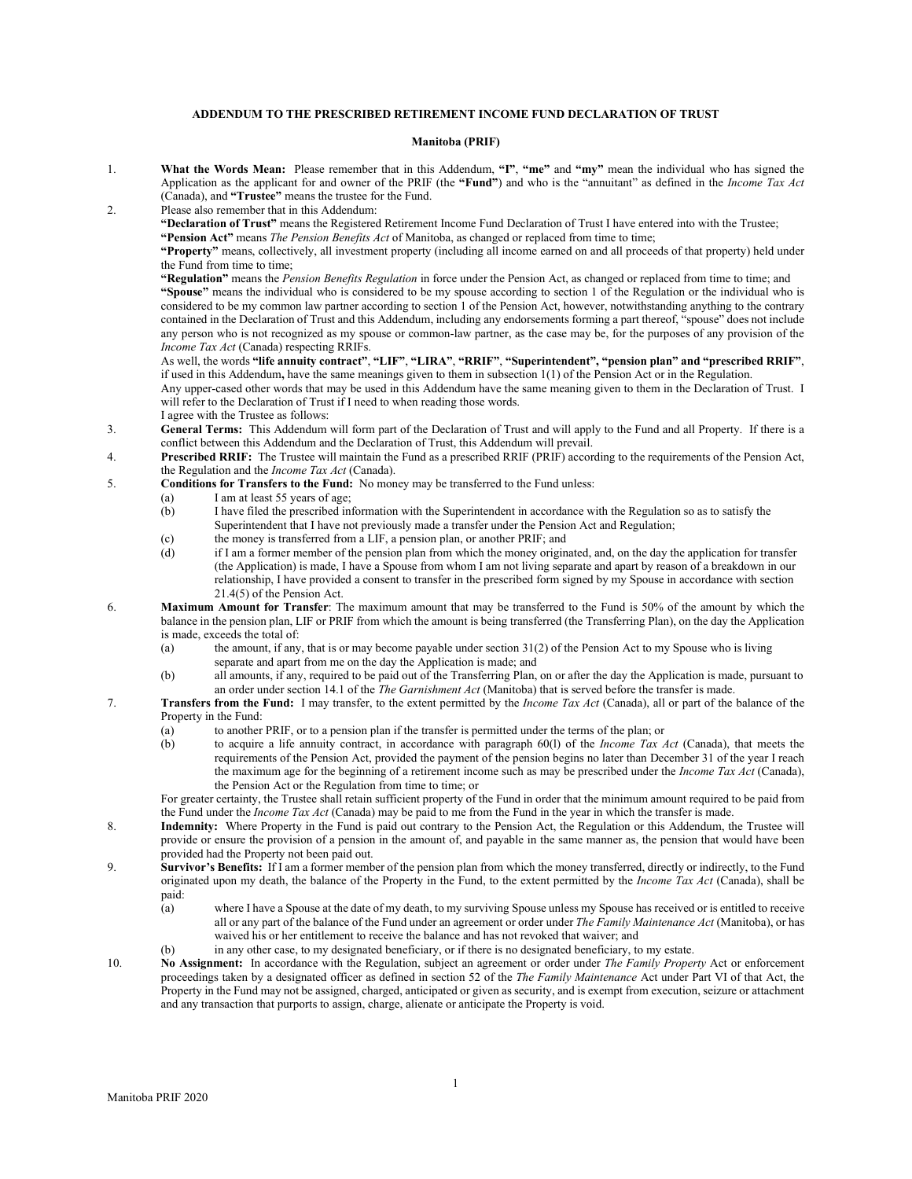**ADDENDUM TO THE PRESCRIBED RETIREMENT INCOME FUND DECLARATION OF TRUST**

**Manitoba (PRIF)**

1. **What the Words Mean:** Please remember that in this Addendum, **"I"**, **"me"** and **"my"** mean the individual who has signed the Application as the applicant for and owner of the PRIF (the **"Fund"**) and who is the "annuitant" as defined in the *Income Tax Act* (Canada), and **"Trustee"** means the trustee for the Fund.

2. Please also remember that in this Addendum:

   **"Declaration of Trust"** means the Registered Retirement Income Fund Declaration of Trust I have entered into with the Trustee;

   **"Pension Act"** means *The Pension Benefits Act* of Manitoba, as changed or replaced from time to time;

   **"Property"** means, collectively, all investment property (including all income earned on and all proceeds of that property) held under the Fund from time to time;

   **"Regulation"** means the *Pension Benefits Regulation* in force under the Pension Act, as changed or replaced from time to time; and

   **"Spouse"** means the individual who is considered to be my spouse according to section 1 of the Regulation or the individual who is considered to be my common law partner according to section 1 of the Pension Act, however, notwithstanding anything to the contrary contained in the Declaration of Trust and this Addendum, including any endorsements forming a part thereof, "spouse" does not include any person who is not recognized as my spouse or common-law partner, as the case may be, for the purposes of any provision of the *Income Tax Act* (Canada) respecting RRIFs.

   As well, the words **"life annuity contract"**, **"LIF"**, **"LIRA"**, **"RRIF"**, **"Superintendent", "pension plan" and "prescribed RRIF"**, if used in this Addendum**,** have the same meanings given to them in subsection 1(1) of the Pension Act or in the Regulation.

   Any upper-cased other words that may be used in this Addendum have the same meaning given to them in the Declaration of Trust. I will refer to the Declaration of Trust if I need to when reading those words.

   I agree with the Trustee as follows:

3. **General Terms:** This Addendum will form part of the Declaration of Trust and will apply to the Fund and all Property. If there is a conflict between this Addendum and the Declaration of Trust, this Addendum will prevail.

4. **Prescribed RRIF:** The Trustee will maintain the Fund as a prescribed RRIF (PRIF) according to the requirements of the Pension Act, the Regulation and the *Income Tax Act* (Canada).

5. **Conditions for Transfers to the Fund:** No money may be transferred to the Fund unless:
   (a) I am at least 55 years of age;
   (b) I have filed the prescribed information with the Superintendent in accordance with the Regulation so as to satisfy the Superintendent that I have not previously made a transfer under the Pension Act and Regulation;
   (c) the money is transferred from a LIF, a pension plan, or another PRIF; and
   (d) if I am a former member of the pension plan from which the money originated, and, on the day the application for transfer (the Application) is made, I have a Spouse from whom I am not living separate and apart by reason of a breakdown in our relationship, I have provided a consent to transfer in the prescribed form signed by my Spouse in accordance with section 21.4(5) of the Pension Act.

6. **Maximum Amount for Transfer**: The maximum amount that may be transferred to the Fund is 50% of the amount by which the balance in the pension plan, LIF or PRIF from which the amount is being transferred (the Transferring Plan), on the day the Application is made, exceeds the total of:
   (a) the amount, if any, that is or may become payable under section 31(2) of the Pension Act to my Spouse who is living separate and apart from me on the day the Application is made; and
   (b) all amounts, if any, required to be paid out of the Transferring Plan, on or after the day the Application is made, pursuant to an order under section 14.1 of the *The Garnishment Act* (Manitoba) that is served before the transfer is made.

7. **Transfers from the Fund:** I may transfer, to the extent permitted by the *Income Tax Act* (Canada), all or part of the balance of the Property in the Fund:
   (a) to another PRIF, or to a pension plan if the transfer is permitted under the terms of the plan; or
   (b) to acquire a life annuity contract, in accordance with paragraph 60(l) of the *Income Tax Act* (Canada), that meets the requirements of the Pension Act, provided the payment of the pension begins no later than December 31 of the year I reach the maximum age for the beginning of a retirement income such as may be prescribed under the *Income Tax Act* (Canada), the Pension Act or the Regulation from time to time; or

   For greater certainty, the Trustee shall retain sufficient property of the Fund in order that the minimum amount required to be paid from the Fund under the *Income Tax Act* (Canada) may be paid to me from the Fund in the year in which the transfer is made.

8. **Indemnity:** Where Property in the Fund is paid out contrary to the Pension Act, the Regulation or this Addendum, the Trustee will provide or ensure the provision of a pension in the amount of, and payable in the same manner as, the pension that would have been provided had the Property not been paid out.

9. **Survivor's Benefits:** If I am a former member of the pension plan from which the money transferred, directly or indirectly, to the Fund originated upon my death, the balance of the Property in the Fund, to the extent permitted by the *Income Tax Act* (Canada), shall be paid:
   (a) where I have a Spouse at the date of my death, to my surviving Spouse unless my Spouse has received or is entitled to receive all or any part of the balance of the Fund under an agreement or order under *The Family Maintenance Act* (Manitoba), or has waived his or her entitlement to receive the balance and has not revoked that waiver; and
   (b) in any other case, to my designated beneficiary, or if there is no designated beneficiary, to my estate.

10. **No Assignment:** In accordance with the Regulation, subject an agreement or order under *The Family Property* Act or enforcement proceedings taken by a designated officer as defined in section 52 of the *The Family Maintenance* Act under Part VI of that Act, the Property in the Fund may not be assigned, charged, anticipated or given as security, and is exempt from execution, seizure or attachment and any transaction that purports to assign, charge, alienate or anticipate the Property is void.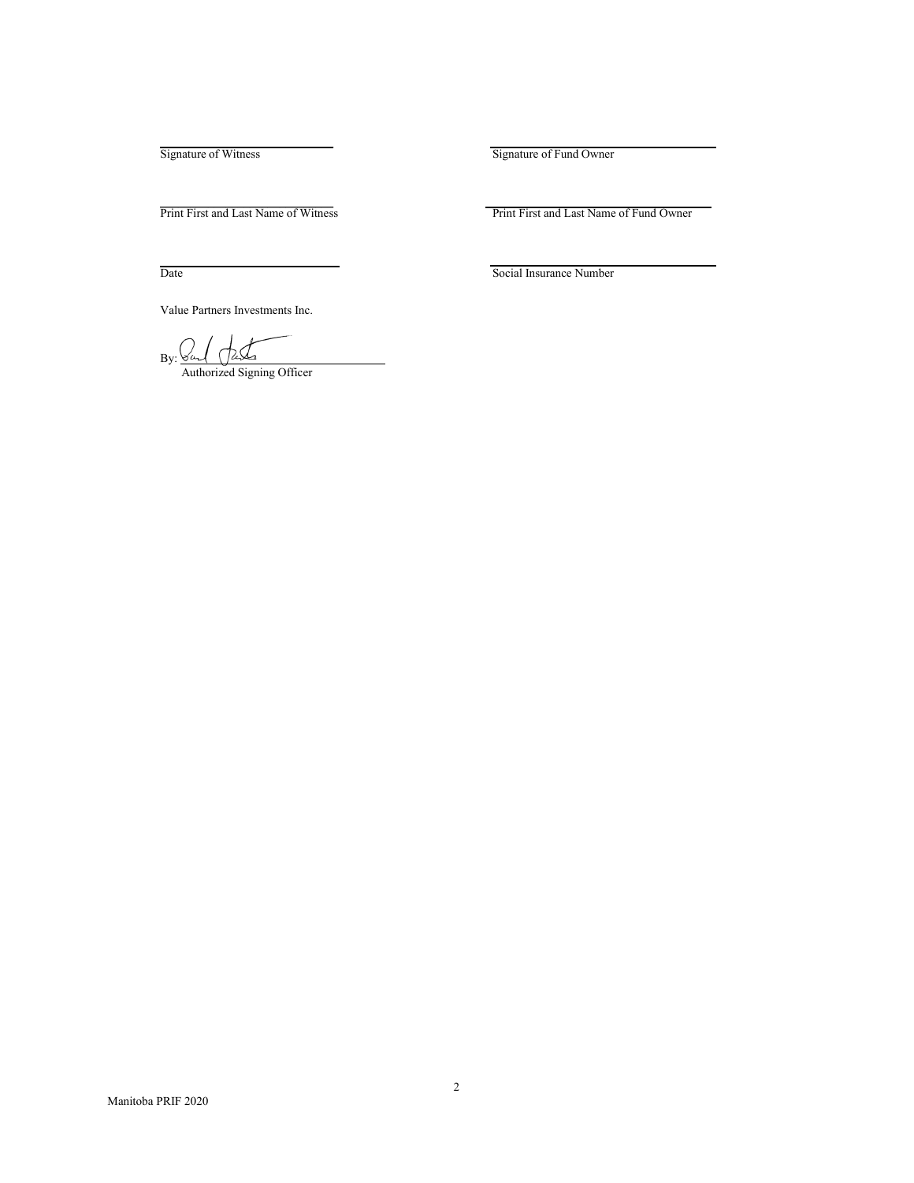| | |
|---|---|
| _______________________ | _______________________ |
| Signature of Witness | Signature of Fund Owner |
| _______________________ | _______________________ |
| Print First and Last Name of Witness | Print First and Last Name of Fund Owner |
| _______________________ | _______________________ |
| Date | Social Insurance Number |

Value Partners Investments Inc.

By: _______________________
Authorized Signing Officer

Manitoba PRIF 2020